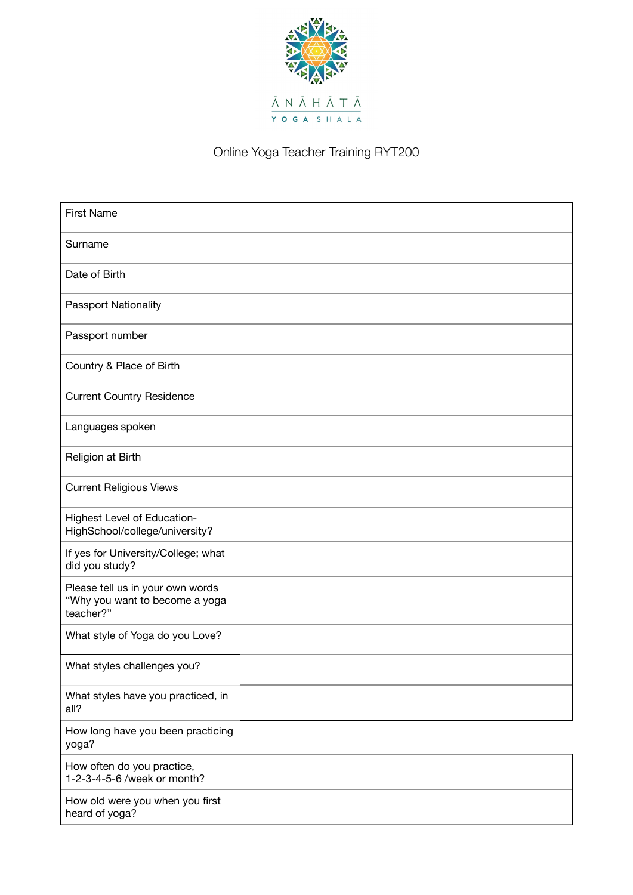ĀNĀHĀTĀ

YOGA SHALA

# Online Yoga Teacher Training RYT200

| | |
|---|---|
| First Name | |
| Surname | |
| Date of Birth | |
| Passport Nationality | |
| Passport number | |
| Country & Place of Birth | |
| Current Country Residence | |
| Languages spoken | |
| Religion at Birth | |
| Current Religious Views | |
| Highest Level of Education- HighSchool/college/university? | |
| If yes for University/College; what did you study? | |
| Please tell us in your own words "Why you want to become a yoga teacher?" | |
| What style of Yoga do you Love? | |
| What styles challenges you? | |
| What styles have you practiced, in all? | |
| How long have you been practicing yoga? | |
| How often do you practice, 1-2-3-4-5-6 /week or month? | |
| How old were you when you first heard of yoga? | |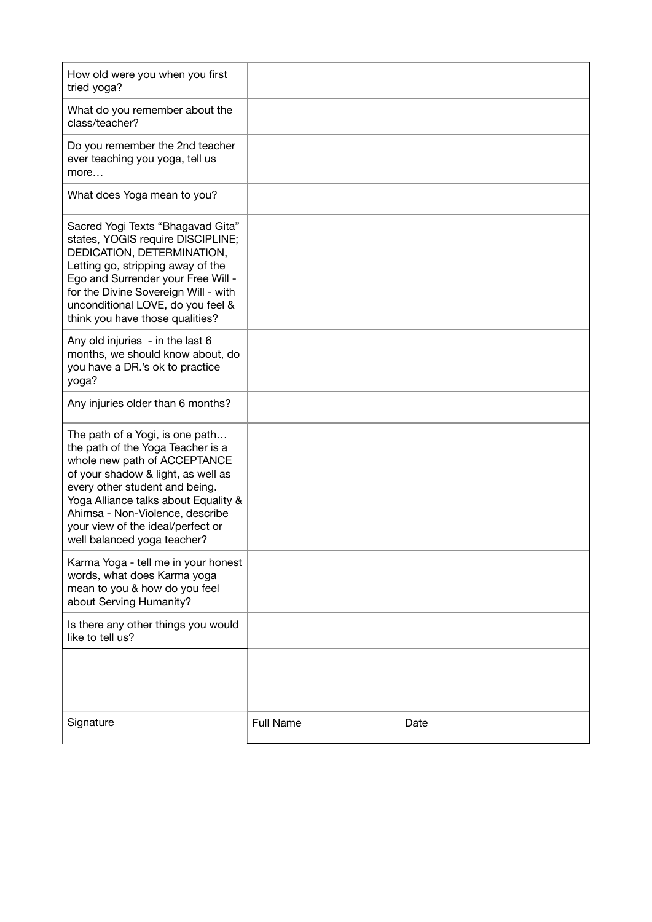| | |
|---|---|
| How old were you when you first tried yoga? | |
| What do you remember about the class/teacher? | |
| Do you remember the 2nd teacher ever teaching you yoga, tell us more… | |
| What does Yoga mean to you? | |
| Sacred Yogi Texts "Bhagavad Gita" states, YOGIS require DISCIPLINE; DEDICATION, DETERMINATION, Letting go, stripping away of the Ego and Surrender your Free Will - for the Divine Sovereign Will - with unconditional LOVE, do you feel & think you have those qualities? | |
| Any old injuries - in the last 6 months, we should know about, do you have a DR.'s ok to practice yoga? | |
| Any injuries older than 6 months? | |
| The path of a Yogi, is one path… the path of the Yoga Teacher is a whole new path of ACCEPTANCE of your shadow & light, as well as every other student and being. Yoga Alliance talks about Equality & Ahimsa - Non-Violence, describe your view of the ideal/perfect or well balanced yoga teacher? | |
| Karma Yoga - tell me in your honest words, what does Karma yoga mean to you & how do you feel about Serving Humanity? | |
| Is there any other things you would like to tell us? | |
| | |
| | |
| Signature | Full Name Date |